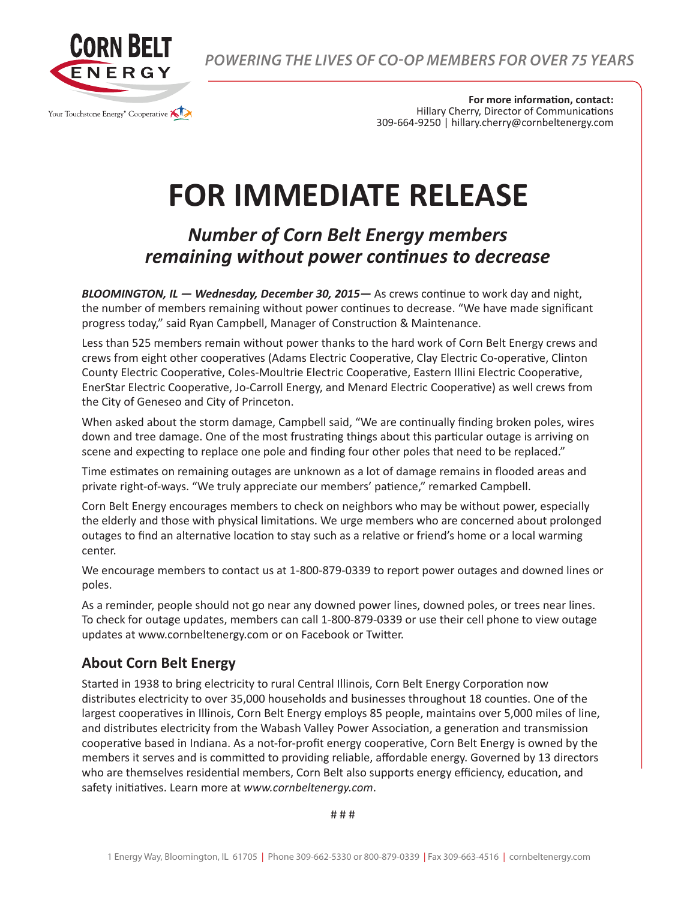**CORN BELT ENERGY**

Your Touchstone Energy® Cooperative

*POWERING THE LIVES OF CO-OP MEMBERS FOR OVER 75 YEARS*

**For more information, contact:**
Hillary Cherry, Director of Communications
309-664-9250 | hillary.cherry@cornbeltenergy.com

# FOR IMMEDIATE RELEASE

## *Number of Corn Belt Energy members remaining without power continues to decrease*

***BLOOMINGTON, IL — Wednesday, December 30, 2015—*** As crews continue to work day and night, the number of members remaining without power continues to decrease. "We have made significant progress today," said Ryan Campbell, Manager of Construction & Maintenance.

Less than 525 members remain without power thanks to the hard work of Corn Belt Energy crews and crews from eight other cooperatives (Adams Electric Cooperative, Clay Electric Co-operative, Clinton County Electric Cooperative, Coles-Moultrie Electric Cooperative, Eastern Illini Electric Cooperative, EnerStar Electric Cooperative, Jo-Carroll Energy, and Menard Electric Cooperative) as well crews from the City of Geneseo and City of Princeton.

When asked about the storm damage, Campbell said, "We are continually finding broken poles, wires down and tree damage. One of the most frustrating things about this particular outage is arriving on scene and expecting to replace one pole and finding four other poles that need to be replaced."

Time estimates on remaining outages are unknown as a lot of damage remains in flooded areas and private right-of-ways. "We truly appreciate our members' patience," remarked Campbell.

Corn Belt Energy encourages members to check on neighbors who may be without power, especially the elderly and those with physical limitations. We urge members who are concerned about prolonged outages to find an alternative location to stay such as a relative or friend's home or a local warming center.

We encourage members to contact us at 1-800-879-0339 to report power outages and downed lines or poles.

As a reminder, people should not go near any downed power lines, downed poles, or trees near lines. To check for outage updates, members can call 1-800-879-0339 or use their cell phone to view outage updates at www.cornbeltenergy.com or on Facebook or Twitter.

### About Corn Belt Energy

Started in 1938 to bring electricity to rural Central Illinois, Corn Belt Energy Corporation now distributes electricity to over 35,000 households and businesses throughout 18 counties. One of the largest cooperatives in Illinois, Corn Belt Energy employs 85 people, maintains over 5,000 miles of line, and distributes electricity from the Wabash Valley Power Association, a generation and transmission cooperative based in Indiana. As a not-for-profit energy cooperative, Corn Belt Energy is owned by the members it serves and is committed to providing reliable, affordable energy. Governed by 13 directors who are themselves residential members, Corn Belt also supports energy efficiency, education, and safety initiatives. Learn more at *www.cornbeltenergy.com*.

# # #

1 Energy Way, Bloomington, IL 61705 | Phone 309-662-5330 or 800-879-0339 | Fax 309-663-4516 | cornbeltenergy.com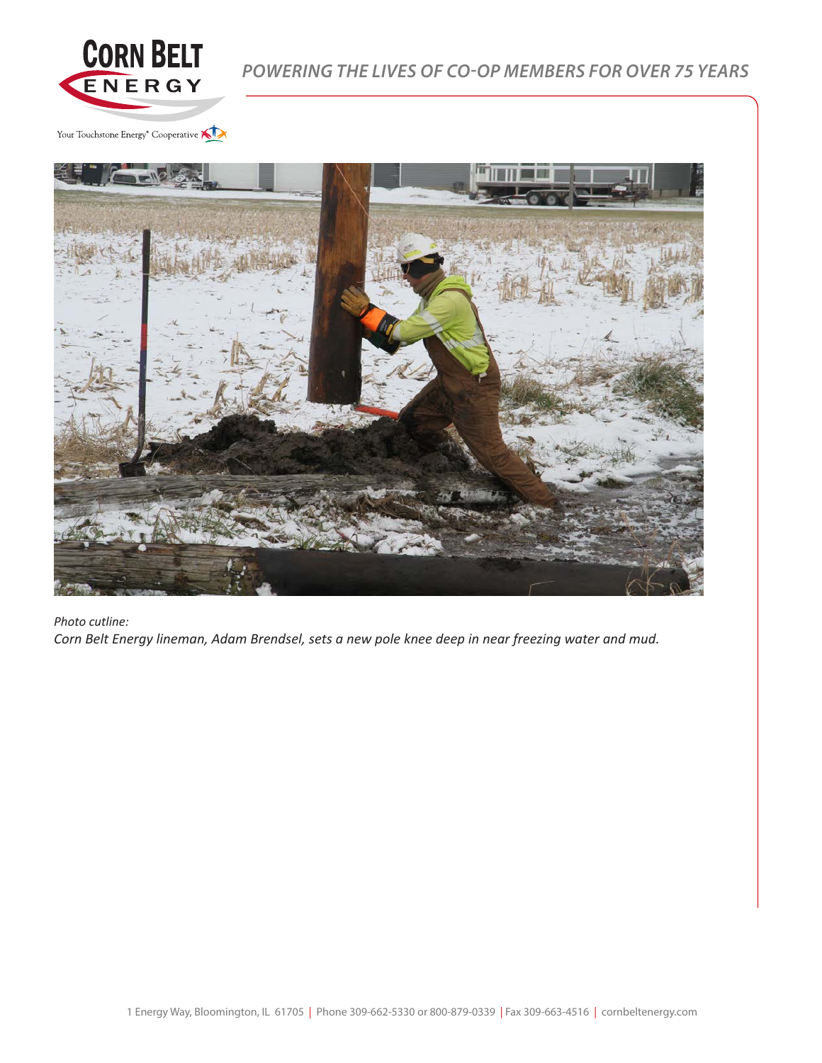*Photo cutline:*
*Corn Belt Energy lineman, Adam Brendsel, sets a new pole knee deep in near freezing water and mud.*